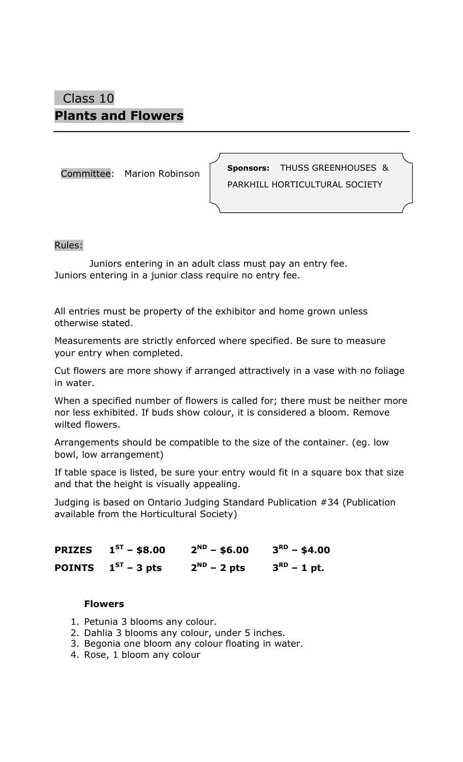Class 10

# Plants and Flowers

Committee: Marion Robinson

**Sponsors:** THUSS GREENHOUSES & PARKHILL HORTICULTURAL SOCIETY

Rules:

Juniors entering in an adult class must pay an entry fee. Juniors entering in a junior class require no entry fee.

All entries must be property of the exhibitor and home grown unless otherwise stated.

Measurements are strictly enforced where specified. Be sure to measure your entry when completed.

Cut flowers are more showy if arranged attractively in a vase with no foliage in water.

When a specified number of flowers is called for; there must be neither more nor less exhibited. If buds show colour, it is considered a bloom. Remove wilted flowers.

Arrangements should be compatible to the size of the container. (eg. low bowl, low arrangement)

If table space is listed, be sure your entry would fit in a square box that size and that the height is visually appealing.

Judging is based on Ontario Judging Standard Publication #34 (Publication available from the Horticultural Society)

| | | | |
|---|---|---|---|
| **PRIZES** | **1ST – $8.00** | **2ND – $6.00** | **3RD – $4.00** |
| **POINTS** | **1ST – 3 pts** | **2ND – 2 pts** | **3RD – 1 pt.** |

**Flowers**

1. Petunia 3 blooms any colour.
2. Dahlia 3 blooms any colour, under 5 inches.
3. Begonia one bloom any colour floating in water.
4. Rose, 1 bloom any colour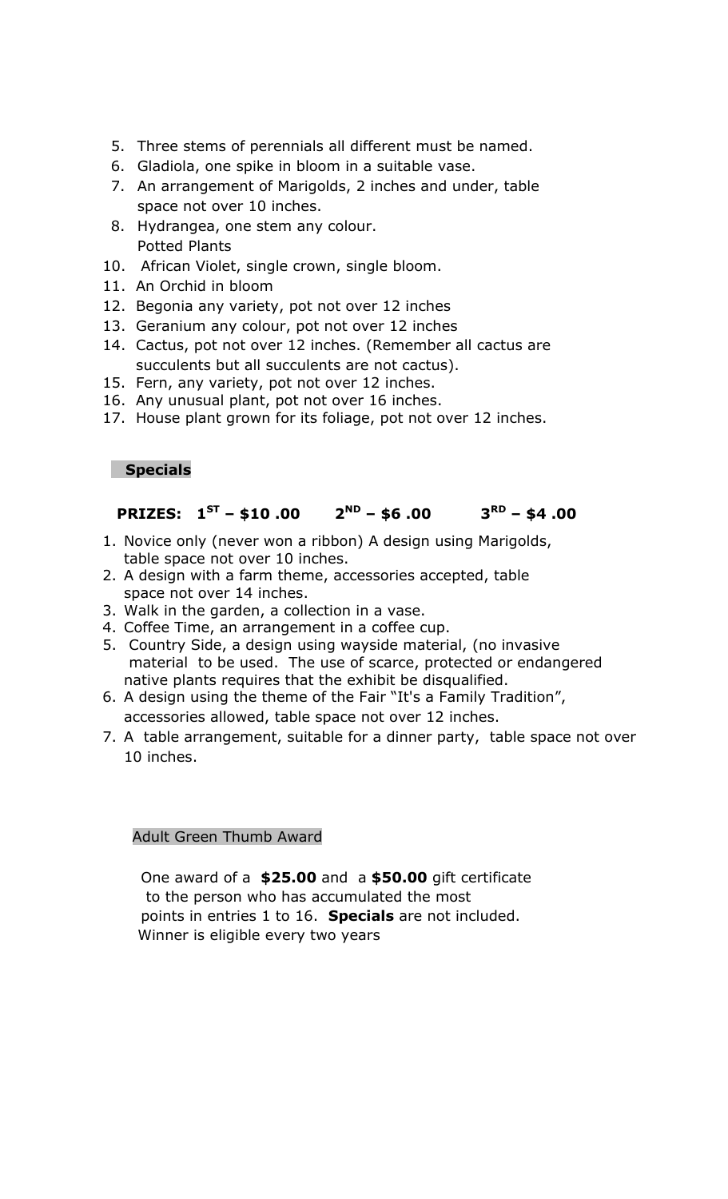5. Three stems of perennials all different must be named.
6. Gladiola, one spike in bloom in a suitable vase.
7. An arrangement of Marigolds, 2 inches and under, table space not over 10 inches.
8. Hydrangea, one stem any colour.

Potted Plants

10. African Violet, single crown, single bloom.
11. An Orchid in bloom
12. Begonia any variety, pot not over 12 inches
13. Geranium any colour, pot not over 12 inches
14. Cactus, pot not over 12 inches. (Remember all cactus are succulents but all succulents are not cactus).
15. Fern, any variety, pot not over 12 inches.
16. Any unusual plant, pot not over 16 inches.
17. House plant grown for its foliage, pot not over 12 inches.

## Specials

**PRIZES: 1ST – $10 .00 2ND – $6 .00 3RD – $4 .00**

1. Novice only (never won a ribbon) A design using Marigolds, table space not over 10 inches.
2. A design with a farm theme, accessories accepted, table space not over 14 inches.
3. Walk in the garden, a collection in a vase.
4. Coffee Time, an arrangement in a coffee cup.
5. Country Side, a design using wayside material, (no invasive material to be used. The use of scarce, protected or endangered native plants requires that the exhibit be disqualified.
6. A design using the theme of the Fair "It's a Family Tradition", accessories allowed, table space not over 12 inches.
7. A table arrangement, suitable for a dinner party, table space not over 10 inches.

## Adult Green Thumb Award

One award of a **$25.00** and a **$50.00** gift certificate to the person who has accumulated the most points in entries 1 to 16. **Specials** are not included. Winner is eligible every two years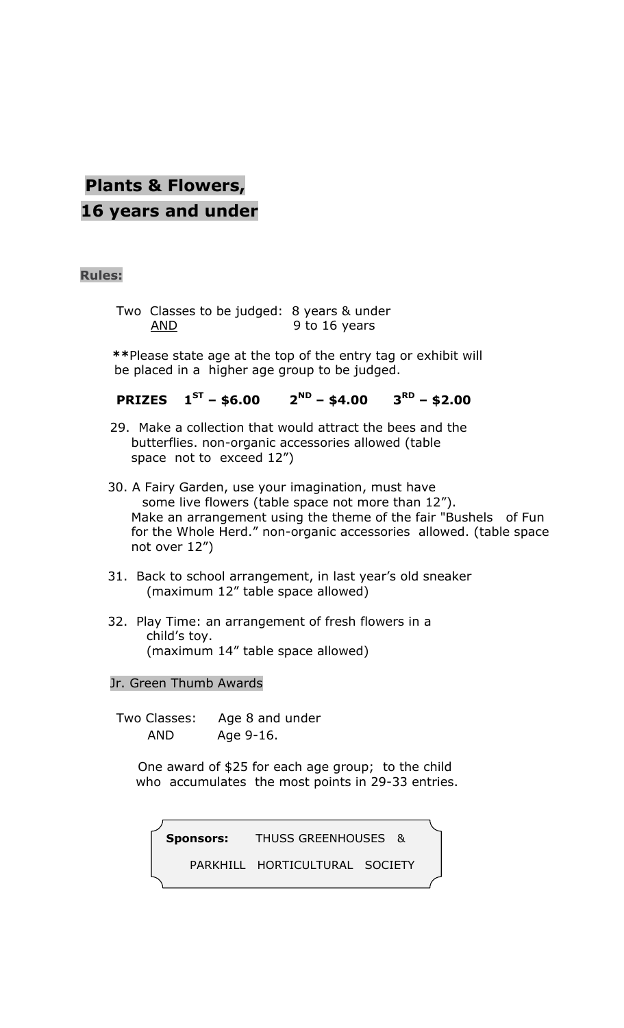## Plants & Flowers,
## 16 years and under

**Rules:**

Two Classes to be judged: 8 years & under AND 9 to 16 years

**Please state age at the top of the entry tag or exhibit will be placed in a higher age group to be judged.

**PRIZES 1ST – $6.00 2ND – $4.00 3RD – $2.00**

29. Make a collection that would attract the bees and the butterflies. non-organic accessories allowed (table space not to exceed 12")

30. A Fairy Garden, use your imagination, must have some live flowers (table space not more than 12").
    Make an arrangement using the theme of the fair "Bushels of Fun for the Whole Herd." non-organic accessories allowed. (table space not over 12")

31. Back to school arrangement, in last year's old sneaker (maximum 12" table space allowed)

32. Play Time: an arrangement of fresh flowers in a child's toy. (maximum 14" table space allowed)

Jr. Green Thumb Awards

Two Classes: Age 8 and under AND Age 9-16.

One award of $25 for each age group; to the child who accumulates the most points in 29-33 entries.

**Sponsors:** THUSS GREENHOUSES & PARKHILL HORTICULTURAL SOCIETY